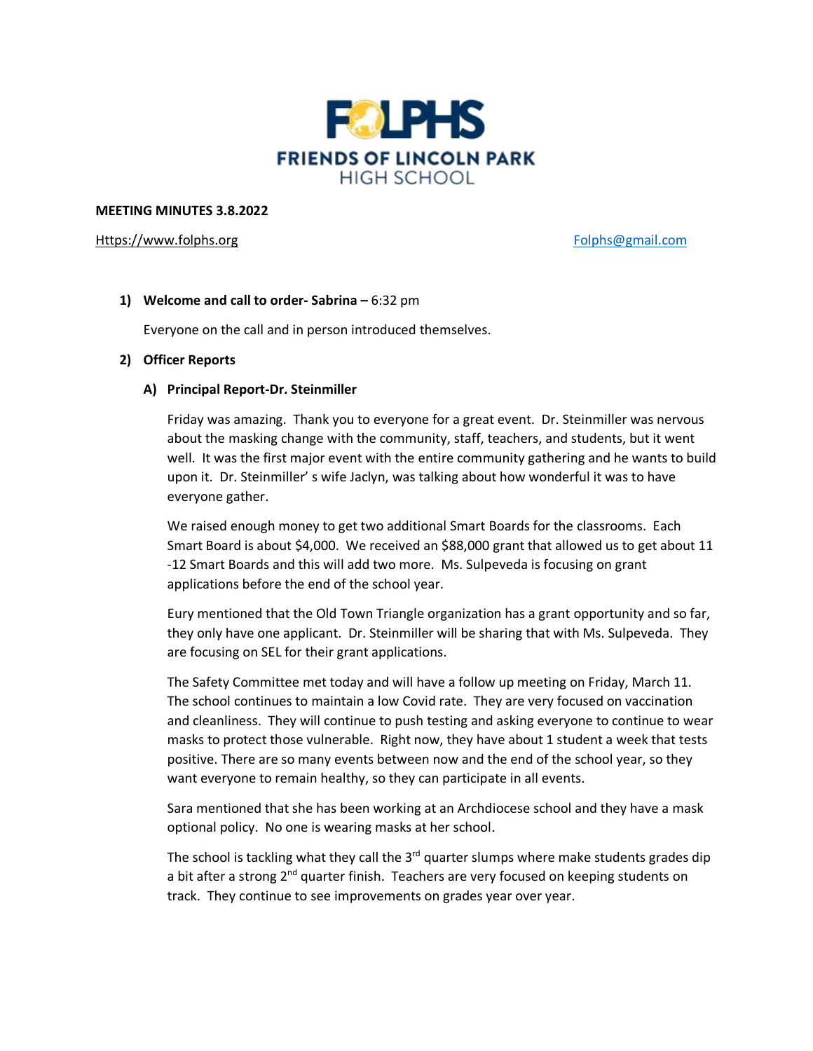# FOLPHS

## FRIENDS OF LINCOLN PARK HIGH SCHOOL

**MEETING MINUTES 3.8.2022**

Https://www.folphs.org Folphs@gmail.com

1) **Welcome and call to order- Sabrina –** 6:32 pm

   Everyone on the call and in person introduced themselves.

2) **Officer Reports**

   A) **Principal Report-Dr. Steinmiller**

   Friday was amazing. Thank you to everyone for a great event. Dr. Steinmiller was nervous about the masking change with the community, staff, teachers, and students, but it went well. It was the first major event with the entire community gathering and he wants to build upon it. Dr. Steinmiller' s wife Jaclyn, was talking about how wonderful it was to have everyone gather.

   We raised enough money to get two additional Smart Boards for the classrooms. Each Smart Board is about $4,000. We received an $88,000 grant that allowed us to get about 11 -12 Smart Boards and this will add two more. Ms. Sulpeveda is focusing on grant applications before the end of the school year.

   Eury mentioned that the Old Town Triangle organization has a grant opportunity and so far, they only have one applicant. Dr. Steinmiller will be sharing that with Ms. Sulpeveda. They are focusing on SEL for their grant applications.

   The Safety Committee met today and will have a follow up meeting on Friday, March 11. The school continues to maintain a low Covid rate. They are very focused on vaccination and cleanliness. They will continue to push testing and asking everyone to continue to wear masks to protect those vulnerable. Right now, they have about 1 student a week that tests positive. There are so many events between now and the end of the school year, so they want everyone to remain healthy, so they can participate in all events.

   Sara mentioned that she has been working at an Archdiocese school and they have a mask optional policy. No one is wearing masks at her school.

   The school is tackling what they call the 3rd quarter slumps where make students grades dip a bit after a strong 2nd quarter finish. Teachers are very focused on keeping students on track. They continue to see improvements on grades year over year.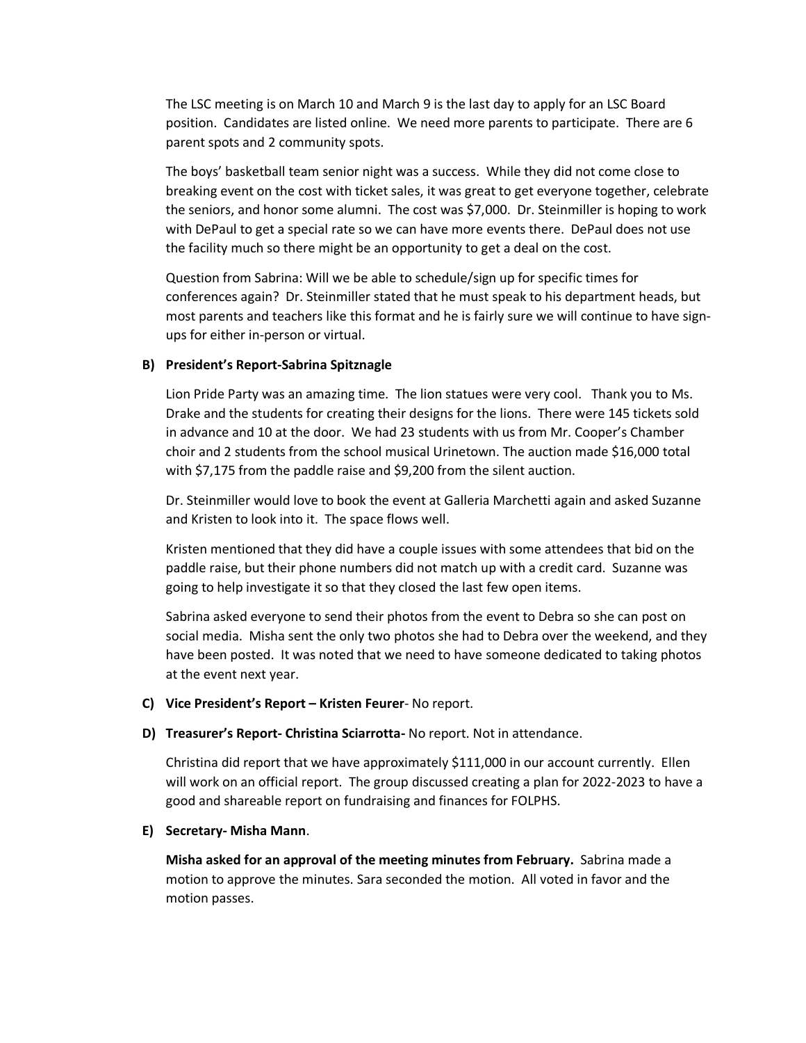The LSC meeting is on March 10 and March 9 is the last day to apply for an LSC Board position. Candidates are listed online. We need more parents to participate. There are 6 parent spots and 2 community spots.

The boys' basketball team senior night was a success. While they did not come close to breaking event on the cost with ticket sales, it was great to get everyone together, celebrate the seniors, and honor some alumni. The cost was $7,000. Dr. Steinmiller is hoping to work with DePaul to get a special rate so we can have more events there. DePaul does not use the facility much so there might be an opportunity to get a deal on the cost.

Question from Sabrina: Will we be able to schedule/sign up for specific times for conferences again? Dr. Steinmiller stated that he must speak to his department heads, but most parents and teachers like this format and he is fairly sure we will continue to have sign-ups for either in-person or virtual.

**B) President's Report-Sabrina Spitznagle**

Lion Pride Party was an amazing time. The lion statues were very cool. Thank you to Ms. Drake and the students for creating their designs for the lions. There were 145 tickets sold in advance and 10 at the door. We had 23 students with us from Mr. Cooper's Chamber choir and 2 students from the school musical Urinetown. The auction made $16,000 total with $7,175 from the paddle raise and $9,200 from the silent auction.

Dr. Steinmiller would love to book the event at Galleria Marchetti again and asked Suzanne and Kristen to look into it. The space flows well.

Kristen mentioned that they did have a couple issues with some attendees that bid on the paddle raise, but their phone numbers did not match up with a credit card. Suzanne was going to help investigate it so that they closed the last few open items.

Sabrina asked everyone to send their photos from the event to Debra so she can post on social media. Misha sent the only two photos she had to Debra over the weekend, and they have been posted. It was noted that we need to have someone dedicated to taking photos at the event next year.

**C) Vice President's Report – Kristen Feurer**- No report.

**D) Treasurer's Report- Christina Sciarrotta-** No report. Not in attendance.

Christina did report that we have approximately $111,000 in our account currently. Ellen will work on an official report. The group discussed creating a plan for 2022-2023 to have a good and shareable report on fundraising and finances for FOLPHS.

**E) Secretary- Misha Mann**.

**Misha asked for an approval of the meeting minutes from February.** Sabrina made a motion to approve the minutes. Sara seconded the motion. All voted in favor and the motion passes.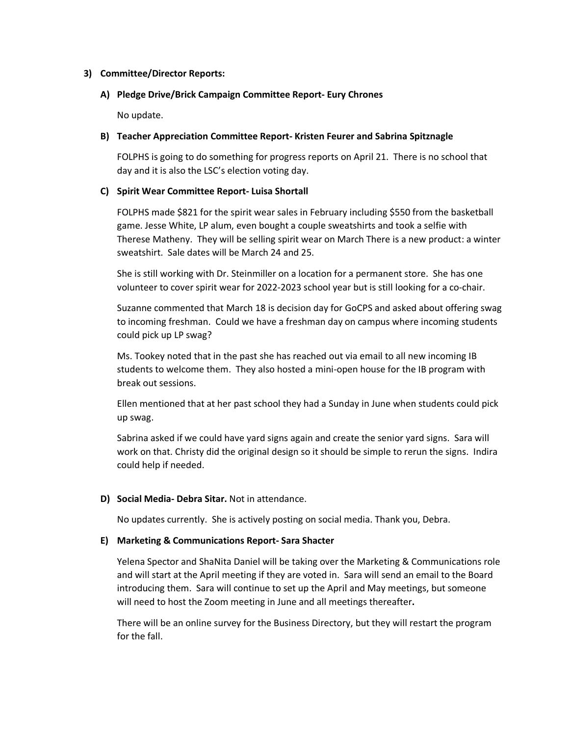**3) Committee/Director Reports:**

**A) Pledge Drive/Brick Campaign Committee Report- Eury Chrones**

No update.

**B) Teacher Appreciation Committee Report- Kristen Feurer and Sabrina Spitznagle**

FOLPHS is going to do something for progress reports on April 21. There is no school that day and it is also the LSC's election voting day.

**C) Spirit Wear Committee Report- Luisa Shortall**

FOLPHS made $821 for the spirit wear sales in February including $550 from the basketball game. Jesse White, LP alum, even bought a couple sweatshirts and took a selfie with Therese Matheny. They will be selling spirit wear on March There is a new product: a winter sweatshirt. Sale dates will be March 24 and 25.

She is still working with Dr. Steinmiller on a location for a permanent store. She has one volunteer to cover spirit wear for 2022-2023 school year but is still looking for a co-chair.

Suzanne commented that March 18 is decision day for GoCPS and asked about offering swag to incoming freshman. Could we have a freshman day on campus where incoming students could pick up LP swag?

Ms. Tookey noted that in the past she has reached out via email to all new incoming IB students to welcome them. They also hosted a mini-open house for the IB program with break out sessions.

Ellen mentioned that at her past school they had a Sunday in June when students could pick up swag.

Sabrina asked if we could have yard signs again and create the senior yard signs. Sara will work on that. Christy did the original design so it should be simple to rerun the signs. Indira could help if needed.

**D) Social Media- Debra Sitar.** Not in attendance.

No updates currently. She is actively posting on social media. Thank you, Debra.

**E) Marketing & Communications Report- Sara Shacter**

Yelena Spector and ShaNita Daniel will be taking over the Marketing & Communications role and will start at the April meeting if they are voted in. Sara will send an email to the Board introducing them. Sara will continue to set up the April and May meetings, but someone will need to host the Zoom meeting in June and all meetings thereafter**.**

There will be an online survey for the Business Directory, but they will restart the program for the fall.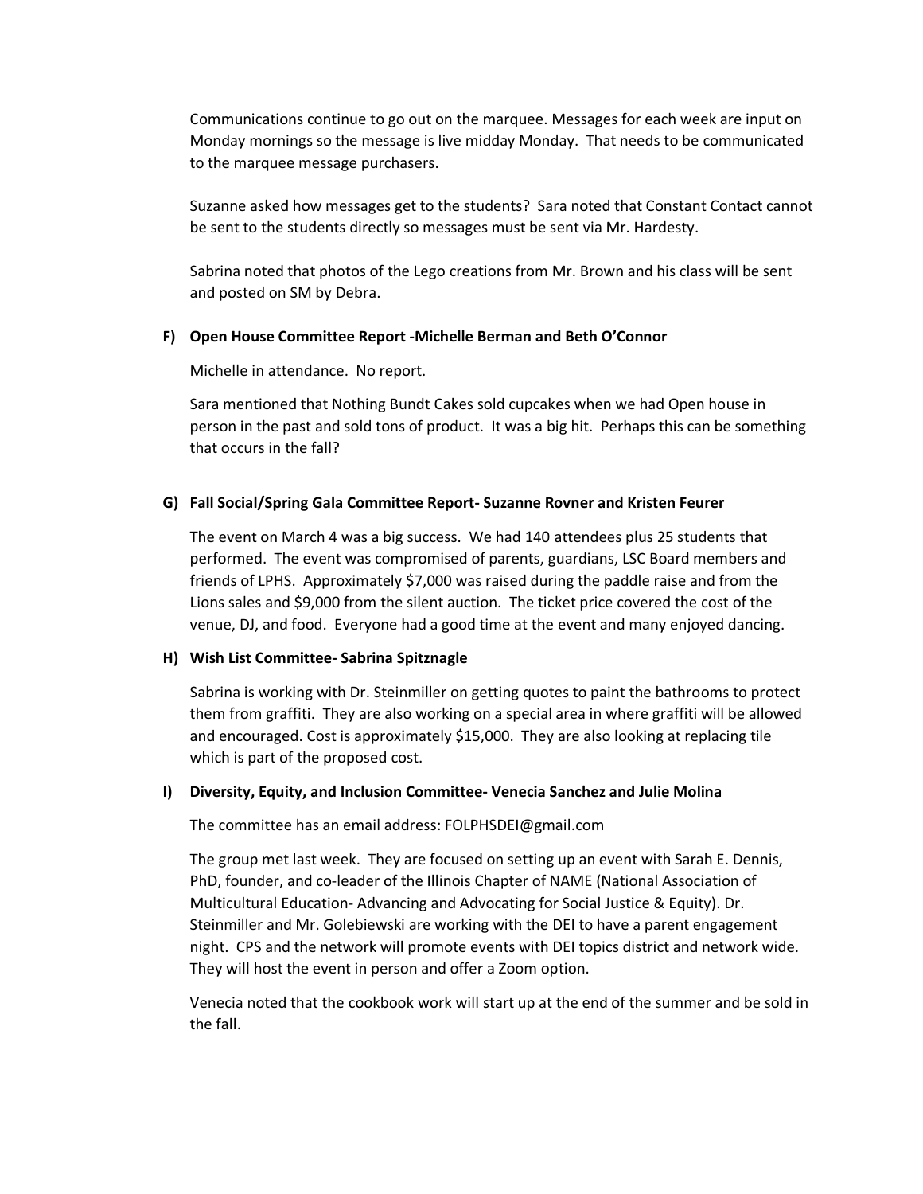Communications continue to go out on the marquee. Messages for each week are input on Monday mornings so the message is live midday Monday. That needs to be communicated to the marquee message purchasers.

Suzanne asked how messages get to the students? Sara noted that Constant Contact cannot be sent to the students directly so messages must be sent via Mr. Hardesty.

Sabrina noted that photos of the Lego creations from Mr. Brown and his class will be sent and posted on SM by Debra.

**F) Open House Committee Report -Michelle Berman and Beth O'Connor**

Michelle in attendance. No report.

Sara mentioned that Nothing Bundt Cakes sold cupcakes when we had Open house in person in the past and sold tons of product. It was a big hit. Perhaps this can be something that occurs in the fall?

**G) Fall Social/Spring Gala Committee Report- Suzanne Rovner and Kristen Feurer**

The event on March 4 was a big success. We had 140 attendees plus 25 students that performed. The event was compromised of parents, guardians, LSC Board members and friends of LPHS. Approximately $7,000 was raised during the paddle raise and from the Lions sales and $9,000 from the silent auction. The ticket price covered the cost of the venue, DJ, and food. Everyone had a good time at the event and many enjoyed dancing.

**H) Wish List Committee- Sabrina Spitznagle**

Sabrina is working with Dr. Steinmiller on getting quotes to paint the bathrooms to protect them from graffiti. They are also working on a special area in where graffiti will be allowed and encouraged. Cost is approximately $15,000. They are also looking at replacing tile which is part of the proposed cost.

**I) Diversity, Equity, and Inclusion Committee- Venecia Sanchez and Julie Molina**

The committee has an email address: FOLPHSDEI@gmail.com

The group met last week. They are focused on setting up an event with Sarah E. Dennis, PhD, founder, and co-leader of the Illinois Chapter of NAME (National Association of Multicultural Education- Advancing and Advocating for Social Justice & Equity). Dr. Steinmiller and Mr. Golebiewski are working with the DEI to have a parent engagement night. CPS and the network will promote events with DEI topics district and network wide. They will host the event in person and offer a Zoom option.

Venecia noted that the cookbook work will start up at the end of the summer and be sold in the fall.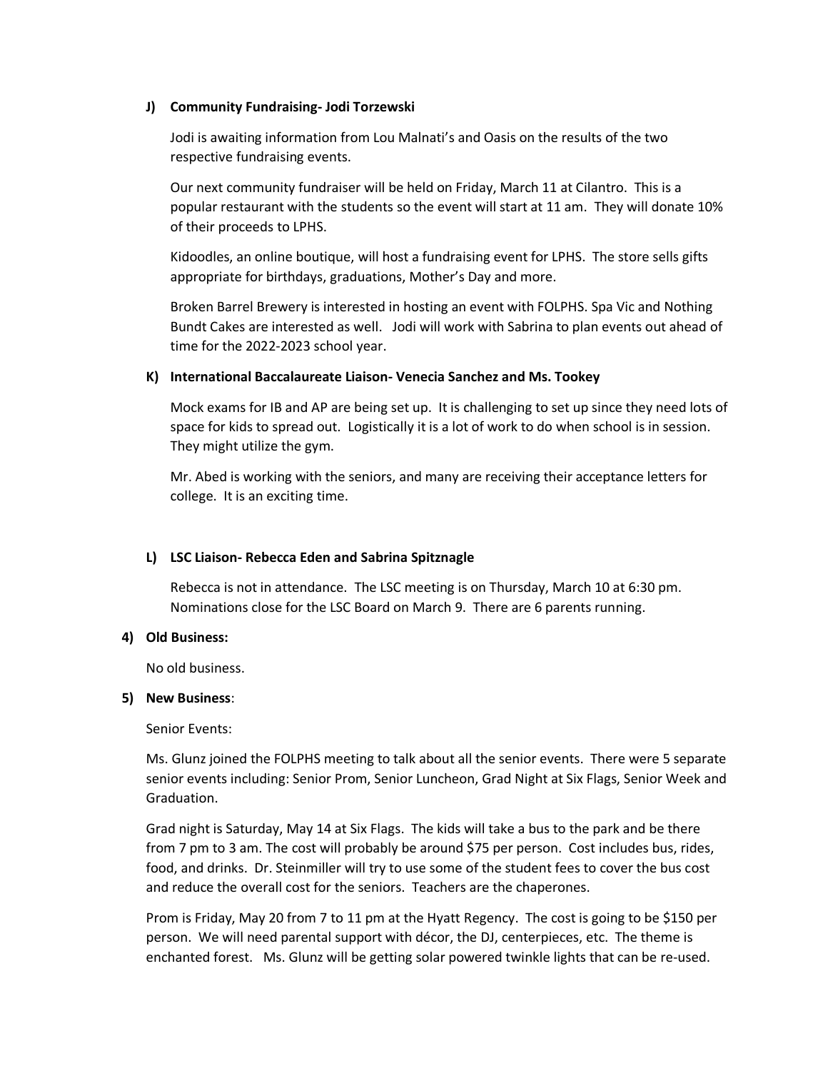**J) Community Fundraising- Jodi Torzewski**

Jodi is awaiting information from Lou Malnati's and Oasis on the results of the two respective fundraising events.

Our next community fundraiser will be held on Friday, March 11 at Cilantro. This is a popular restaurant with the students so the event will start at 11 am. They will donate 10% of their proceeds to LPHS.

Kidoodles, an online boutique, will host a fundraising event for LPHS. The store sells gifts appropriate for birthdays, graduations, Mother's Day and more.

Broken Barrel Brewery is interested in hosting an event with FOLPHS. Spa Vic and Nothing Bundt Cakes are interested as well. Jodi will work with Sabrina to plan events out ahead of time for the 2022-2023 school year.

**K) International Baccalaureate Liaison- Venecia Sanchez and Ms. Tookey**

Mock exams for IB and AP are being set up. It is challenging to set up since they need lots of space for kids to spread out. Logistically it is a lot of work to do when school is in session. They might utilize the gym.

Mr. Abed is working with the seniors, and many are receiving their acceptance letters for college. It is an exciting time.

**L) LSC Liaison- Rebecca Eden and Sabrina Spitznagle**

Rebecca is not in attendance. The LSC meeting is on Thursday, March 10 at 6:30 pm. Nominations close for the LSC Board on March 9. There are 6 parents running.

**4) Old Business:**

No old business.

**5) New Business**:

Senior Events:

Ms. Glunz joined the FOLPHS meeting to talk about all the senior events. There were 5 separate senior events including: Senior Prom, Senior Luncheon, Grad Night at Six Flags, Senior Week and Graduation.

Grad night is Saturday, May 14 at Six Flags. The kids will take a bus to the park and be there from 7 pm to 3 am. The cost will probably be around $75 per person. Cost includes bus, rides, food, and drinks. Dr. Steinmiller will try to use some of the student fees to cover the bus cost and reduce the overall cost for the seniors. Teachers are the chaperones.

Prom is Friday, May 20 from 7 to 11 pm at the Hyatt Regency. The cost is going to be $150 per person. We will need parental support with décor, the DJ, centerpieces, etc. The theme is enchanted forest. Ms. Glunz will be getting solar powered twinkle lights that can be re-used.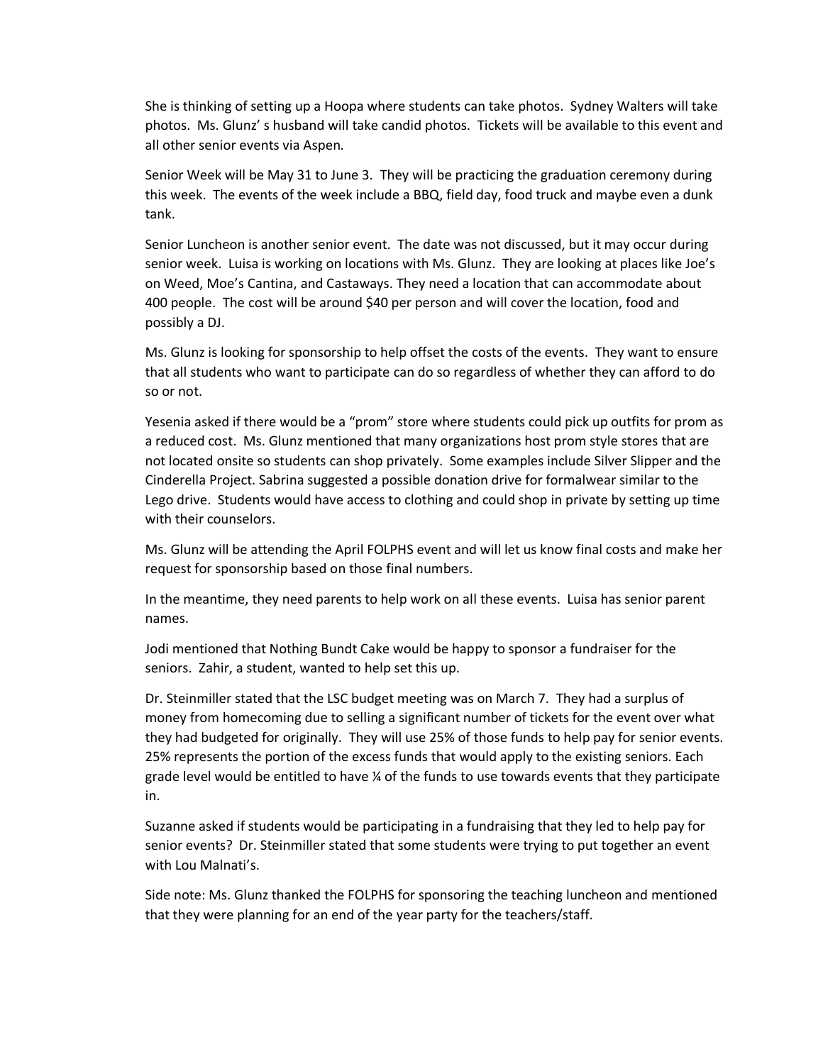She is thinking of setting up a Hoopa where students can take photos. Sydney Walters will take photos. Ms. Glunz' s husband will take candid photos. Tickets will be available to this event and all other senior events via Aspen.

Senior Week will be May 31 to June 3. They will be practicing the graduation ceremony during this week. The events of the week include a BBQ, field day, food truck and maybe even a dunk tank.

Senior Luncheon is another senior event. The date was not discussed, but it may occur during senior week. Luisa is working on locations with Ms. Glunz. They are looking at places like Joe's on Weed, Moe's Cantina, and Castaways. They need a location that can accommodate about 400 people. The cost will be around $40 per person and will cover the location, food and possibly a DJ.

Ms. Glunz is looking for sponsorship to help offset the costs of the events. They want to ensure that all students who want to participate can do so regardless of whether they can afford to do so or not.

Yesenia asked if there would be a "prom" store where students could pick up outfits for prom as a reduced cost. Ms. Glunz mentioned that many organizations host prom style stores that are not located onsite so students can shop privately. Some examples include Silver Slipper and the Cinderella Project. Sabrina suggested a possible donation drive for formalwear similar to the Lego drive. Students would have access to clothing and could shop in private by setting up time with their counselors.

Ms. Glunz will be attending the April FOLPHS event and will let us know final costs and make her request for sponsorship based on those final numbers.

In the meantime, they need parents to help work on all these events. Luisa has senior parent names.

Jodi mentioned that Nothing Bundt Cake would be happy to sponsor a fundraiser for the seniors. Zahir, a student, wanted to help set this up.

Dr. Steinmiller stated that the LSC budget meeting was on March 7. They had a surplus of money from homecoming due to selling a significant number of tickets for the event over what they had budgeted for originally. They will use 25% of those funds to help pay for senior events. 25% represents the portion of the excess funds that would apply to the existing seniors. Each grade level would be entitled to have ¼ of the funds to use towards events that they participate in.

Suzanne asked if students would be participating in a fundraising that they led to help pay for senior events? Dr. Steinmiller stated that some students were trying to put together an event with Lou Malnati's.

Side note: Ms. Glunz thanked the FOLPHS for sponsoring the teaching luncheon and mentioned that they were planning for an end of the year party for the teachers/staff.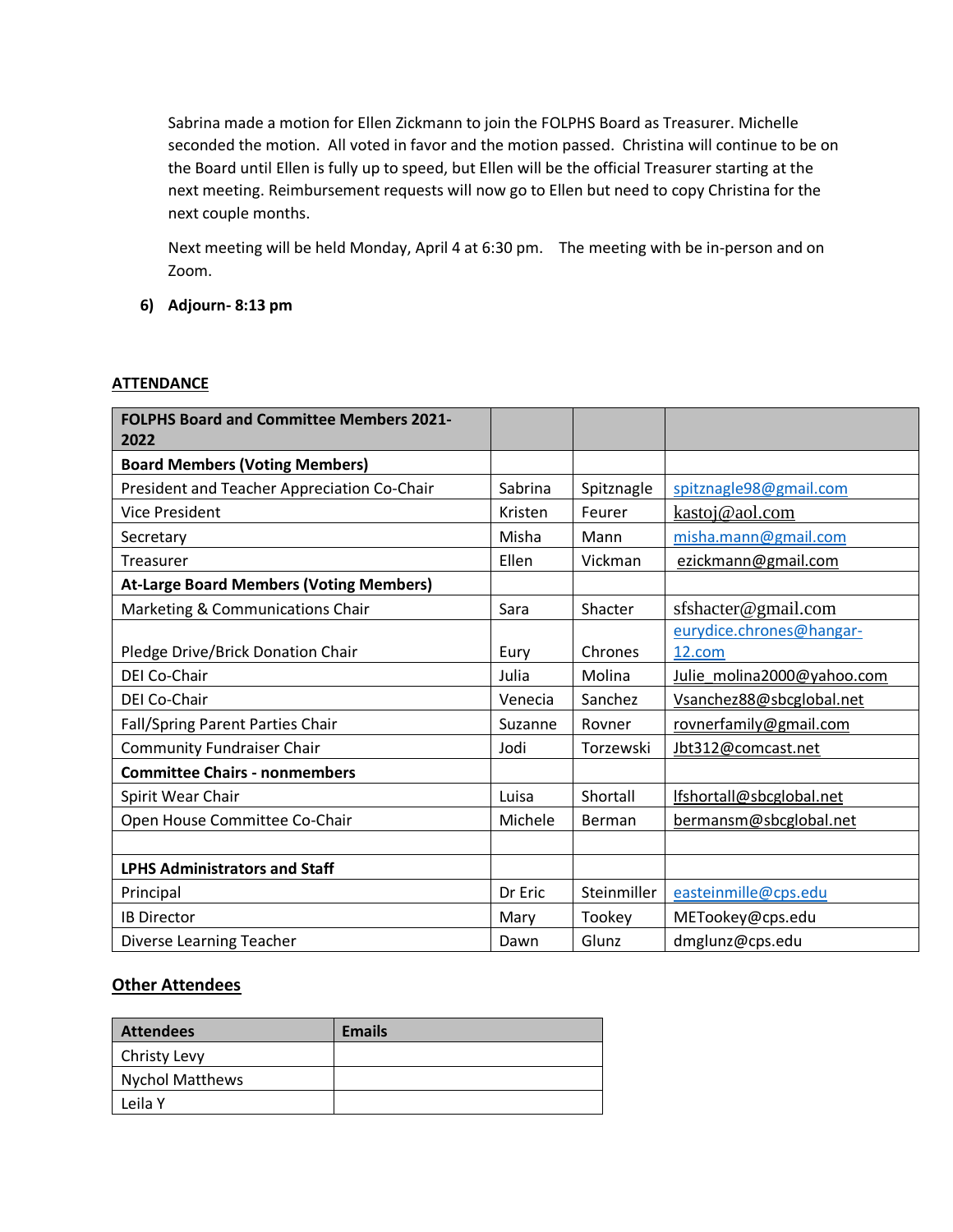Sabrina made a motion for Ellen Zickmann to join the FOLPHS Board as Treasurer. Michelle seconded the motion. All voted in favor and the motion passed. Christina will continue to be on the Board until Ellen is fully up to speed, but Ellen will be the official Treasurer starting at the next meeting. Reimbursement requests will now go to Ellen but need to copy Christina for the next couple months.

Next meeting will be held Monday, April 4 at 6:30 pm. The meeting with be in-person and on Zoom.

6) **Adjourn- 8:13 pm**

**ATTENDANCE**

| **FOLPHS Board and Committee Members 2021-2022** | | | |
|---|---|---|---|
| **Board Members (Voting Members)** | | | |
| President and Teacher Appreciation Co-Chair | Sabrina | Spitznagle | spitznagle98@gmail.com |
| Vice President | Kristen | Feurer | kastoj@aol.com |
| Secretary | Misha | Mann | misha.mann@gmail.com |
| Treasurer | Ellen | Vickman | ezickmann@gmail.com |
| **At-Large Board Members (Voting Members)** | | | |
| Marketing & Communications Chair | Sara | Shacter | sfshacter@gmail.com |
| Pledge Drive/Brick Donation Chair | Eury | Chrones | eurydice.chrones@hangar-12.com |
| DEI Co-Chair | Julia | Molina | Julie_molina2000@yahoo.com |
| DEI Co-Chair | Venecia | Sanchez | Vsanchez88@sbcglobal.net |
| Fall/Spring Parent Parties Chair | Suzanne | Rovner | rovnerfamily@gmail.com |
| Community Fundraiser Chair | Jodi | Torzewski | Jbt312@comcast.net |
| **Committee Chairs - nonmembers** | | | |
| Spirit Wear Chair | Luisa | Shortall | lfshortall@sbcglobal.net |
| Open House Committee Co-Chair | Michele | Berman | bermansm@sbcglobal.net |
| | | | |
| **LPHS Administrators and Staff** | | | |
| Principal | Dr Eric | Steinmiller | easteinmille@cps.edu |
| IB Director | Mary | Tookey | METookey@cps.edu |
| Diverse Learning Teacher | Dawn | Glunz | dmglunz@cps.edu |

**Other Attendees**

| Attendees | Emails |
|---|---|
| Christy Levy | |
| Nychol Matthews | |
| Leila Y | |